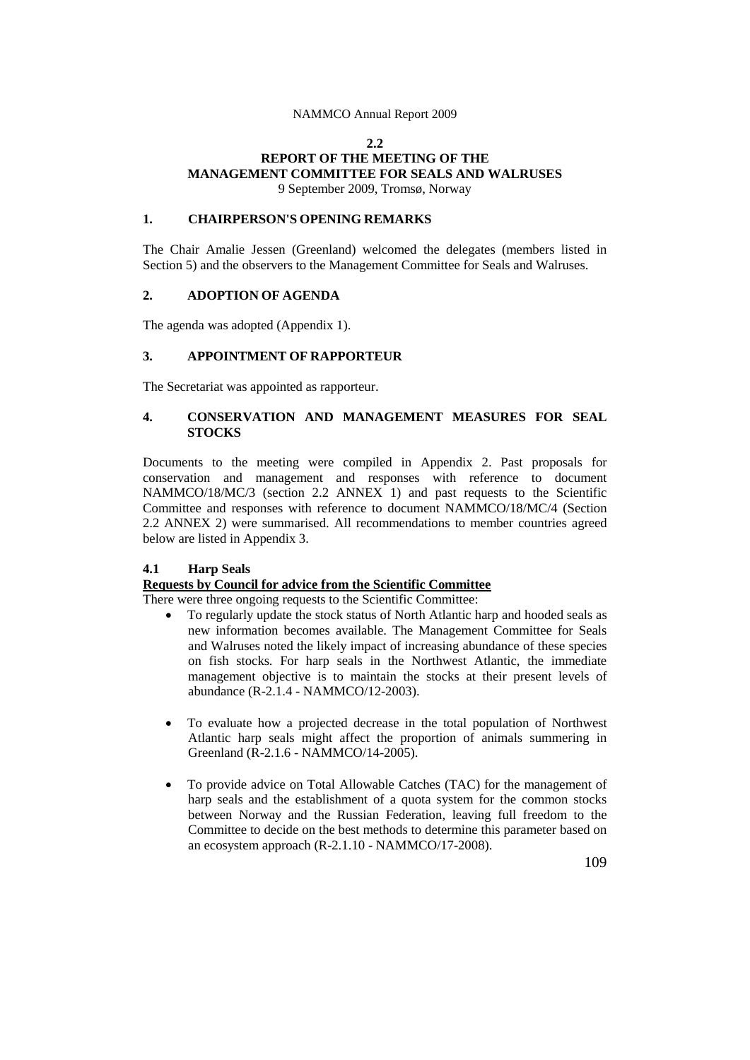## 2.2
## REPORT OF THE MEETING OF THE MANAGEMENT COMMITTEE FOR SEALS AND WALRUSES

9 September 2009, Tromsø, Norway

### 1. CHAIRPERSON'S OPENING REMARKS

The Chair Amalie Jessen (Greenland) welcomed the delegates (members listed in Section 5) and the observers to the Management Committee for Seals and Walruses.

### 2. ADOPTION OF AGENDA

The agenda was adopted (Appendix 1).

### 3. APPOINTMENT OF RAPPORTEUR

The Secretariat was appointed as rapporteur.

### 4. CONSERVATION AND MANAGEMENT MEASURES FOR SEAL STOCKS

Documents to the meeting were compiled in Appendix 2. Past proposals for conservation and management and responses with reference to document NAMMCO/18/MC/3 (section 2.2 ANNEX 1) and past requests to the Scientific Committee and responses with reference to document NAMMCO/18/MC/4 (Section 2.2 ANNEX 2) were summarised. All recommendations to member countries agreed below are listed in Appendix 3.

#### 4.1 Harp Seals

**Requests by Council for advice from the Scientific Committee**

There were three ongoing requests to the Scientific Committee:

- To regularly update the stock status of North Atlantic harp and hooded seals as new information becomes available. The Management Committee for Seals and Walruses noted the likely impact of increasing abundance of these species on fish stocks. For harp seals in the Northwest Atlantic, the immediate management objective is to maintain the stocks at their present levels of abundance (R-2.1.4 - NAMMCO/12-2003).
- To evaluate how a projected decrease in the total population of Northwest Atlantic harp seals might affect the proportion of animals summering in Greenland (R-2.1.6 - NAMMCO/14-2005).
- To provide advice on Total Allowable Catches (TAC) for the management of harp seals and the establishment of a quota system for the common stocks between Norway and the Russian Federation, leaving full freedom to the Committee to decide on the best methods to determine this parameter based on an ecosystem approach (R-2.1.10 - NAMMCO/17-2008).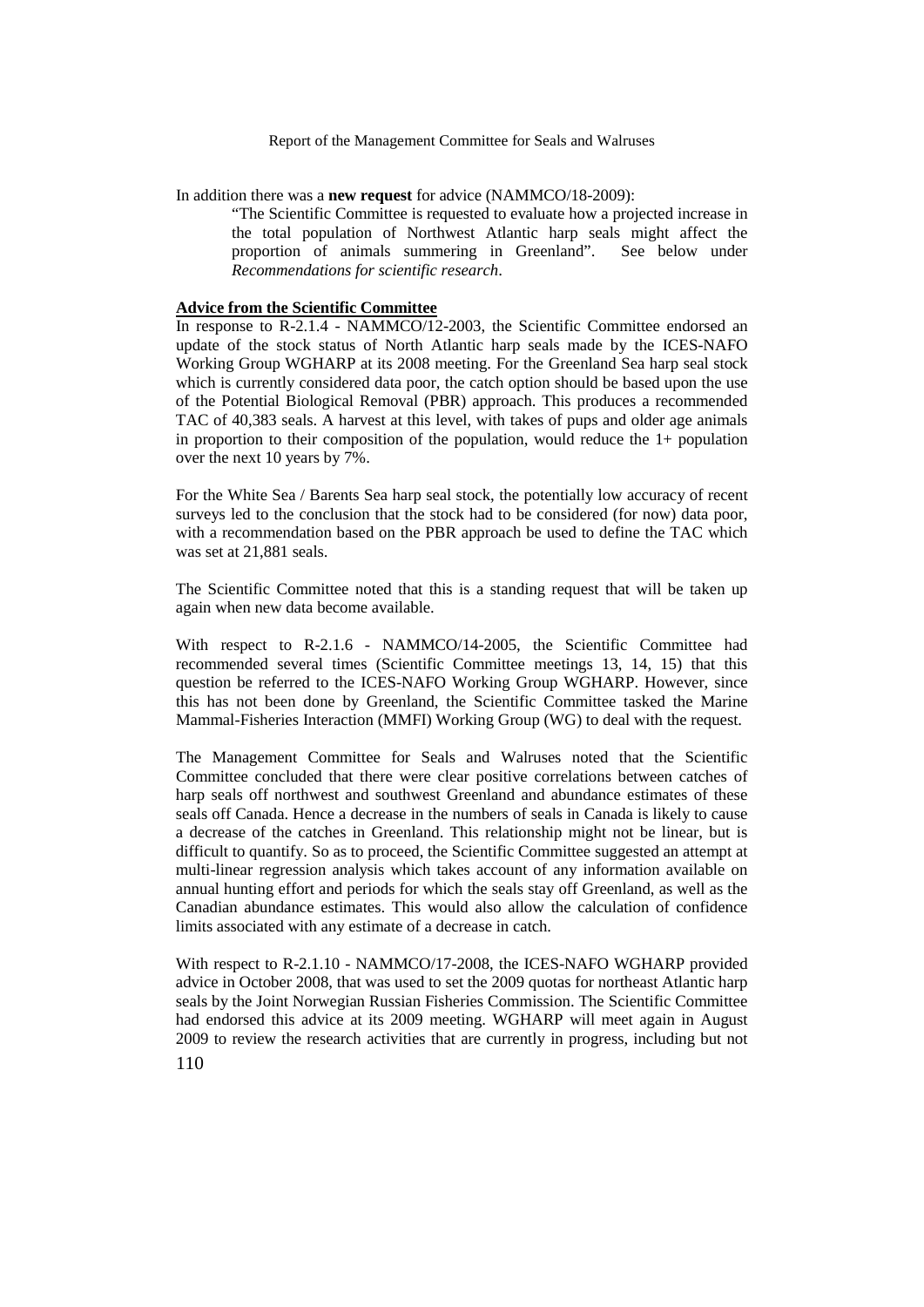In addition there was a **new request** for advice (NAMMCO/18-2009):

> "The Scientific Committee is requested to evaluate how a projected increase in the total population of Northwest Atlantic harp seals might affect the proportion of animals summering in Greenland". See below under *Recommendations for scientific research*.

**Advice from the Scientific Committee**

In response to R-2.1.4 - NAMMCO/12-2003, the Scientific Committee endorsed an update of the stock status of North Atlantic harp seals made by the ICES-NAFO Working Group WGHARP at its 2008 meeting. For the Greenland Sea harp seal stock which is currently considered data poor, the catch option should be based upon the use of the Potential Biological Removal (PBR) approach. This produces a recommended TAC of 40,383 seals. A harvest at this level, with takes of pups and older age animals in proportion to their composition of the population, would reduce the 1+ population over the next 10 years by 7%.

For the White Sea / Barents Sea harp seal stock, the potentially low accuracy of recent surveys led to the conclusion that the stock had to be considered (for now) data poor, with a recommendation based on the PBR approach be used to define the TAC which was set at 21,881 seals.

The Scientific Committee noted that this is a standing request that will be taken up again when new data become available.

With respect to R-2.1.6 - NAMMCO/14-2005, the Scientific Committee had recommended several times (Scientific Committee meetings 13, 14, 15) that this question be referred to the ICES-NAFO Working Group WGHARP. However, since this has not been done by Greenland, the Scientific Committee tasked the Marine Mammal-Fisheries Interaction (MMFI) Working Group (WG) to deal with the request.

The Management Committee for Seals and Walruses noted that the Scientific Committee concluded that there were clear positive correlations between catches of harp seals off northwest and southwest Greenland and abundance estimates of these seals off Canada. Hence a decrease in the numbers of seals in Canada is likely to cause a decrease of the catches in Greenland. This relationship might not be linear, but is difficult to quantify. So as to proceed, the Scientific Committee suggested an attempt at multi-linear regression analysis which takes account of any information available on annual hunting effort and periods for which the seals stay off Greenland, as well as the Canadian abundance estimates. This would also allow the calculation of confidence limits associated with any estimate of a decrease in catch.

With respect to R-2.1.10 - NAMMCO/17-2008, the ICES-NAFO WGHARP provided advice in October 2008, that was used to set the 2009 quotas for northeast Atlantic harp seals by the Joint Norwegian Russian Fisheries Commission. The Scientific Committee had endorsed this advice at its 2009 meeting. WGHARP will meet again in August 2009 to review the research activities that are currently in progress, including but not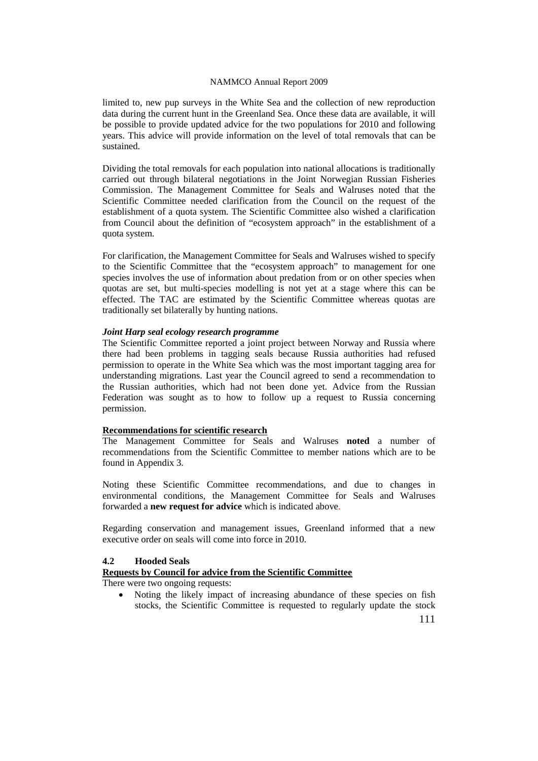limited to, new pup surveys in the White Sea and the collection of new reproduction data during the current hunt in the Greenland Sea. Once these data are available, it will be possible to provide updated advice for the two populations for 2010 and following years. This advice will provide information on the level of total removals that can be sustained.

Dividing the total removals for each population into national allocations is traditionally carried out through bilateral negotiations in the Joint Norwegian Russian Fisheries Commission. The Management Committee for Seals and Walruses noted that the Scientific Committee needed clarification from the Council on the request of the establishment of a quota system. The Scientific Committee also wished a clarification from Council about the definition of "ecosystem approach" in the establishment of a quota system.

For clarification, the Management Committee for Seals and Walruses wished to specify to the Scientific Committee that the "ecosystem approach" to management for one species involves the use of information about predation from or on other species when quotas are set, but multi-species modelling is not yet at a stage where this can be effected. The TAC are estimated by the Scientific Committee whereas quotas are traditionally set bilaterally by hunting nations.

***Joint Harp seal ecology research programme***

The Scientific Committee reported a joint project between Norway and Russia where there had been problems in tagging seals because Russia authorities had refused permission to operate in the White Sea which was the most important tagging area for understanding migrations. Last year the Council agreed to send a recommendation to the Russian authorities, which had not been done yet. Advice from the Russian Federation was sought as to how to follow up a request to Russia concerning permission.

**Recommendations for scientific research**

The Management Committee for Seals and Walruses **noted** a number of recommendations from the Scientific Committee to member nations which are to be found in Appendix 3.

Noting these Scientific Committee recommendations, and due to changes in environmental conditions, the Management Committee for Seals and Walruses forwarded a **new request for advice** which is indicated above.

Regarding conservation and management issues, Greenland informed that a new executive order on seals will come into force in 2010.

### 4.2 Hooded Seals

**Requests by Council for advice from the Scientific Committee**

There were two ongoing requests:

- Noting the likely impact of increasing abundance of these species on fish stocks, the Scientific Committee is requested to regularly update the stock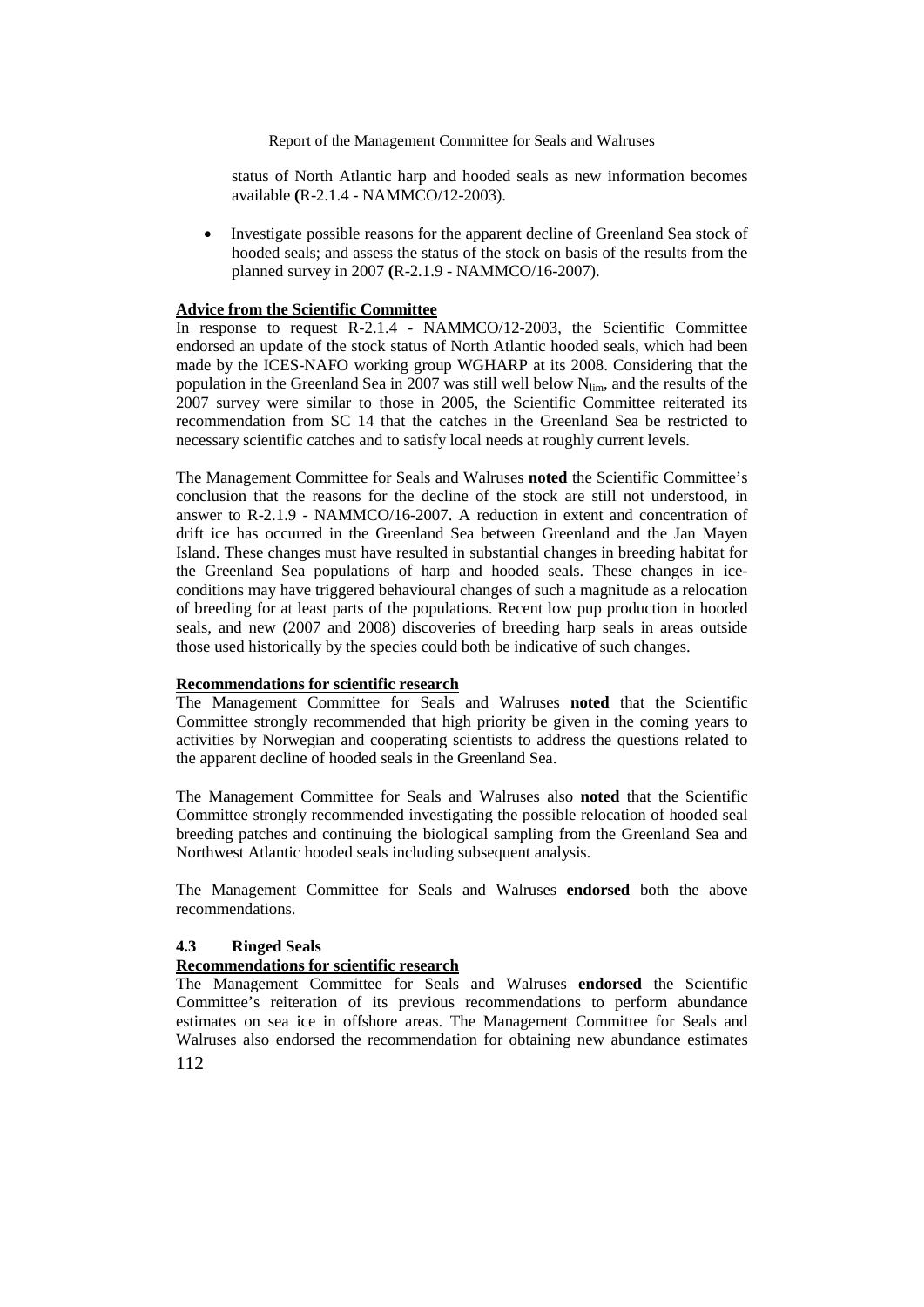status of North Atlantic harp and hooded seals as new information becomes available **(**R-2.1.4 - NAMMCO/12-2003).

- Investigate possible reasons for the apparent decline of Greenland Sea stock of hooded seals; and assess the status of the stock on basis of the results from the planned survey in 2007 **(**R-2.1.9 - NAMMCO/16-2007).

**Advice from the Scientific Committee**

In response to request R-2.1.4 - NAMMCO/12-2003, the Scientific Committee endorsed an update of the stock status of North Atlantic hooded seals, which had been made by the ICES-NAFO working group WGHARP at its 2008. Considering that the population in the Greenland Sea in 2007 was still well below $N_{lim}$, and the results of the 2007 survey were similar to those in 2005, the Scientific Committee reiterated its recommendation from SC 14 that the catches in the Greenland Sea be restricted to necessary scientific catches and to satisfy local needs at roughly current levels.

The Management Committee for Seals and Walruses **noted** the Scientific Committee's conclusion that the reasons for the decline of the stock are still not understood, in answer to R-2.1.9 - NAMMCO/16-2007. A reduction in extent and concentration of drift ice has occurred in the Greenland Sea between Greenland and the Jan Mayen Island. These changes must have resulted in substantial changes in breeding habitat for the Greenland Sea populations of harp and hooded seals. These changes in ice-conditions may have triggered behavioural changes of such a magnitude as a relocation of breeding for at least parts of the populations. Recent low pup production in hooded seals, and new (2007 and 2008) discoveries of breeding harp seals in areas outside those used historically by the species could both be indicative of such changes.

**Recommendations for scientific research**

The Management Committee for Seals and Walruses **noted** that the Scientific Committee strongly recommended that high priority be given in the coming years to activities by Norwegian and cooperating scientists to address the questions related to the apparent decline of hooded seals in the Greenland Sea.

The Management Committee for Seals and Walruses also **noted** that the Scientific Committee strongly recommended investigating the possible relocation of hooded seal breeding patches and continuing the biological sampling from the Greenland Sea and Northwest Atlantic hooded seals including subsequent analysis.

The Management Committee for Seals and Walruses **endorsed** both the above recommendations.

### 4.3 Ringed Seals

**Recommendations for scientific research**

The Management Committee for Seals and Walruses **endorsed** the Scientific Committee's reiteration of its previous recommendations to perform abundance estimates on sea ice in offshore areas. The Management Committee for Seals and Walruses also endorsed the recommendation for obtaining new abundance estimates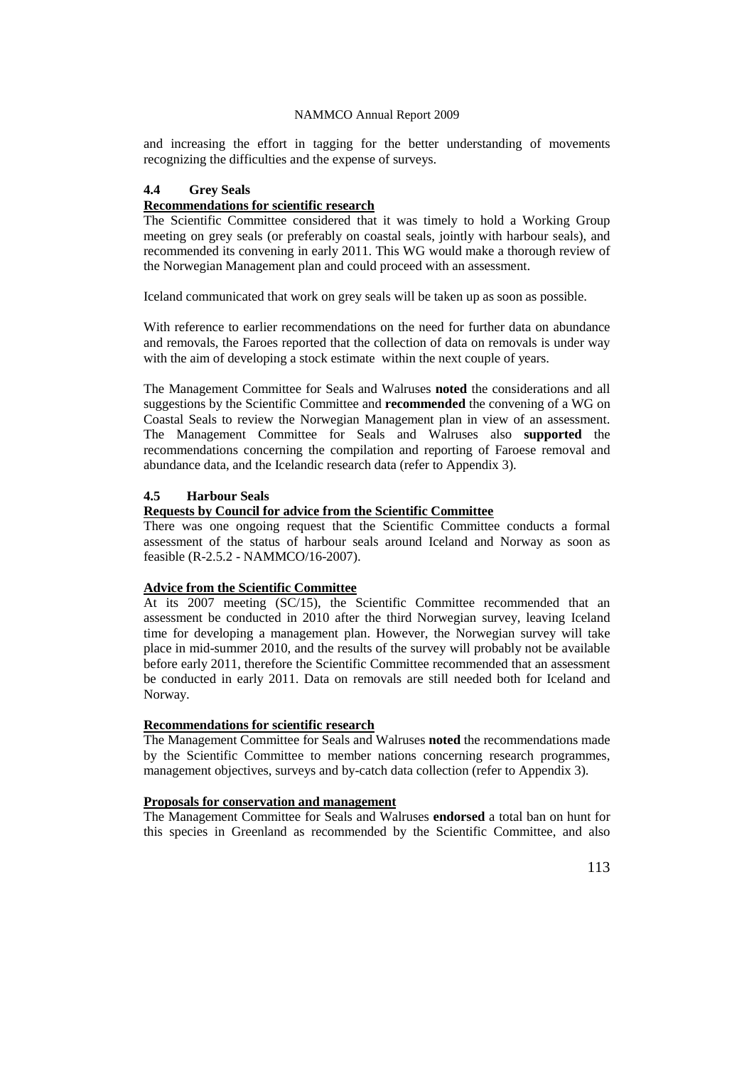and increasing the effort in tagging for the better understanding of movements recognizing the difficulties and the expense of surveys.

### 4.4 Grey Seals

**Recommendations for scientific research**

The Scientific Committee considered that it was timely to hold a Working Group meeting on grey seals (or preferably on coastal seals, jointly with harbour seals), and recommended its convening in early 2011. This WG would make a thorough review of the Norwegian Management plan and could proceed with an assessment.

Iceland communicated that work on grey seals will be taken up as soon as possible.

With reference to earlier recommendations on the need for further data on abundance and removals, the Faroes reported that the collection of data on removals is under way with the aim of developing a stock estimate within the next couple of years.

The Management Committee for Seals and Walruses **noted** the considerations and all suggestions by the Scientific Committee and **recommended** the convening of a WG on Coastal Seals to review the Norwegian Management plan in view of an assessment. The Management Committee for Seals and Walruses also **supported** the recommendations concerning the compilation and reporting of Faroese removal and abundance data, and the Icelandic research data (refer to Appendix 3).

### 4.5 Harbour Seals

**Requests by Council for advice from the Scientific Committee**

There was one ongoing request that the Scientific Committee conducts a formal assessment of the status of harbour seals around Iceland and Norway as soon as feasible (R-2.5.2 - NAMMCO/16-2007).

**Advice from the Scientific Committee**

At its 2007 meeting (SC/15), the Scientific Committee recommended that an assessment be conducted in 2010 after the third Norwegian survey, leaving Iceland time for developing a management plan. However, the Norwegian survey will take place in mid-summer 2010, and the results of the survey will probably not be available before early 2011, therefore the Scientific Committee recommended that an assessment be conducted in early 2011. Data on removals are still needed both for Iceland and Norway.

**Recommendations for scientific research**

The Management Committee for Seals and Walruses **noted** the recommendations made by the Scientific Committee to member nations concerning research programmes, management objectives, surveys and by-catch data collection (refer to Appendix 3).

**Proposals for conservation and management**

The Management Committee for Seals and Walruses **endorsed** a total ban on hunt for this species in Greenland as recommended by the Scientific Committee, and also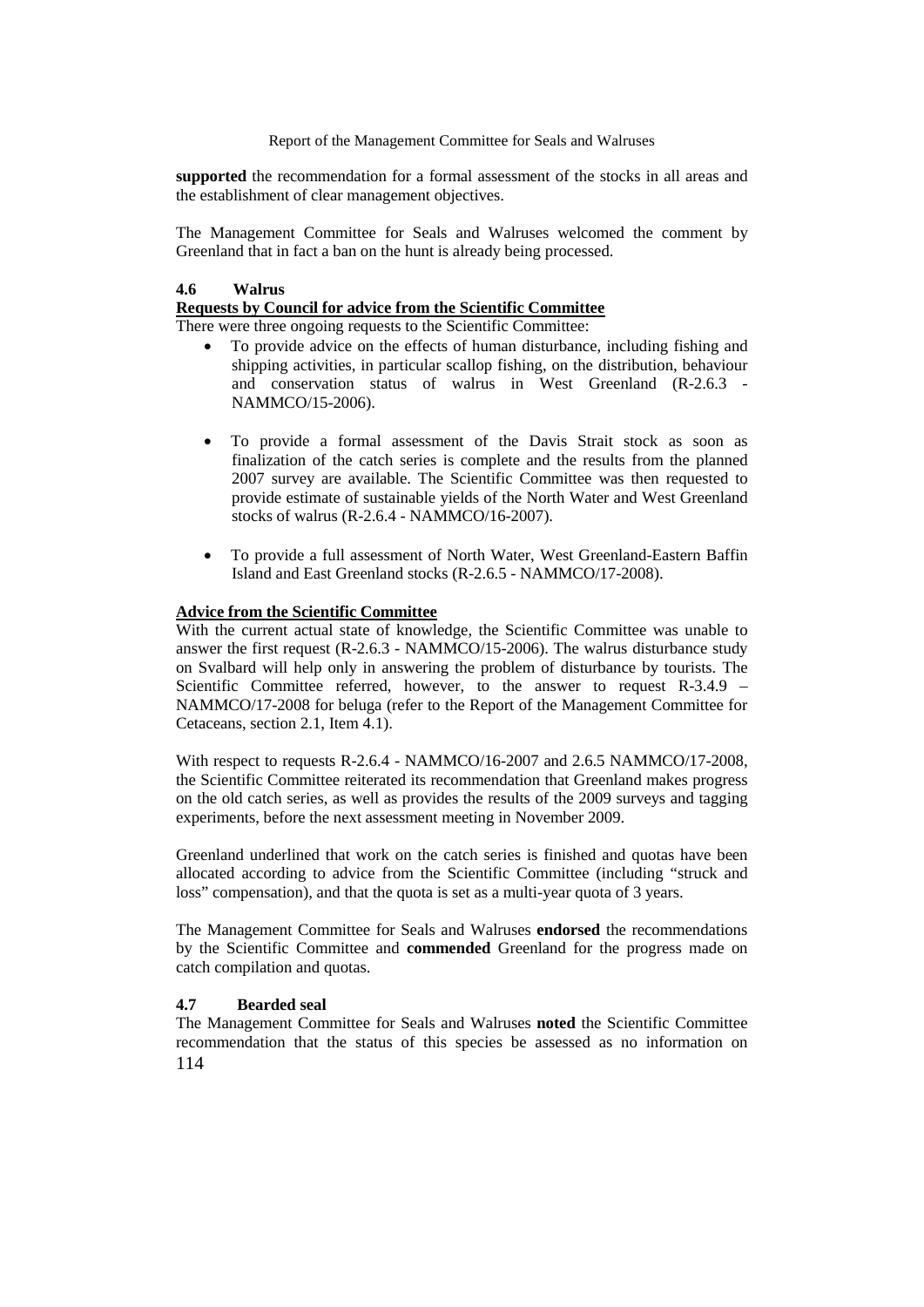**supported** the recommendation for a formal assessment of the stocks in all areas and the establishment of clear management objectives.

The Management Committee for Seals and Walruses welcomed the comment by Greenland that in fact a ban on the hunt is already being processed.

### 4.6 Walrus

**Requests by Council for advice from the Scientific Committee**

There were three ongoing requests to the Scientific Committee:

- To provide advice on the effects of human disturbance, including fishing and shipping activities, in particular scallop fishing, on the distribution, behaviour and conservation status of walrus in West Greenland (R-2.6.3 - NAMMCO/15-2006).

- To provide a formal assessment of the Davis Strait stock as soon as finalization of the catch series is complete and the results from the planned 2007 survey are available. The Scientific Committee was then requested to provide estimate of sustainable yields of the North Water and West Greenland stocks of walrus (R-2.6.4 - NAMMCO/16-2007).

- To provide a full assessment of North Water, West Greenland-Eastern Baffin Island and East Greenland stocks (R-2.6.5 - NAMMCO/17-2008).

**Advice from the Scientific Committee**

With the current actual state of knowledge, the Scientific Committee was unable to answer the first request (R-2.6.3 - NAMMCO/15-2006). The walrus disturbance study on Svalbard will help only in answering the problem of disturbance by tourists. The Scientific Committee referred, however, to the answer to request R-3.4.9 – NAMMCO/17-2008 for beluga (refer to the Report of the Management Committee for Cetaceans, section 2.1, Item 4.1).

With respect to requests R-2.6.4 - NAMMCO/16-2007 and 2.6.5 NAMMCO/17-2008, the Scientific Committee reiterated its recommendation that Greenland makes progress on the old catch series, as well as provides the results of the 2009 surveys and tagging experiments, before the next assessment meeting in November 2009.

Greenland underlined that work on the catch series is finished and quotas have been allocated according to advice from the Scientific Committee (including "struck and loss" compensation), and that the quota is set as a multi-year quota of 3 years.

The Management Committee for Seals and Walruses **endorsed** the recommendations by the Scientific Committee and **commended** Greenland for the progress made on catch compilation and quotas.

### 4.7 Bearded seal

The Management Committee for Seals and Walruses **noted** the Scientific Committee recommendation that the status of this species be assessed as no information on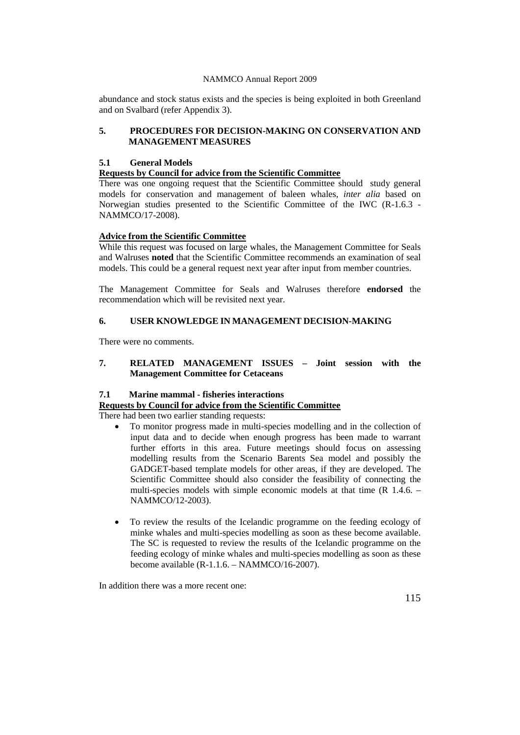abundance and stock status exists and the species is being exploited in both Greenland and on Svalbard (refer Appendix 3).

## 5. PROCEDURES FOR DECISION-MAKING ON CONSERVATION AND MANAGEMENT MEASURES

### 5.1 General Models

**Requests by Council for advice from the Scientific Committee**

There was one ongoing request that the Scientific Committee should study general models for conservation and management of baleen whales, *inter alia* based on Norwegian studies presented to the Scientific Committee of the IWC (R-1.6.3 - NAMMCO/17-2008).

**Advice from the Scientific Committee**

While this request was focused on large whales, the Management Committee for Seals and Walruses **noted** that the Scientific Committee recommends an examination of seal models. This could be a general request next year after input from member countries.

The Management Committee for Seals and Walruses therefore **endorsed** the recommendation which will be revisited next year.

## 6. USER KNOWLEDGE IN MANAGEMENT DECISION-MAKING

There were no comments.

## 7. RELATED MANAGEMENT ISSUES – Joint session with the Management Committee for Cetaceans

### 7.1 Marine mammal - fisheries interactions

**Requests by Council for advice from the Scientific Committee**

There had been two earlier standing requests:

- To monitor progress made in multi-species modelling and in the collection of input data and to decide when enough progress has been made to warrant further efforts in this area. Future meetings should focus on assessing modelling results from the Scenario Barents Sea model and possibly the GADGET-based template models for other areas, if they are developed. The Scientific Committee should also consider the feasibility of connecting the multi-species models with simple economic models at that time (R 1.4.6. – NAMMCO/12-2003).

- To review the results of the Icelandic programme on the feeding ecology of minke whales and multi-species modelling as soon as these become available. The SC is requested to review the results of the Icelandic programme on the feeding ecology of minke whales and multi-species modelling as soon as these become available (R-1.1.6. – NAMMCO/16-2007).

In addition there was a more recent one: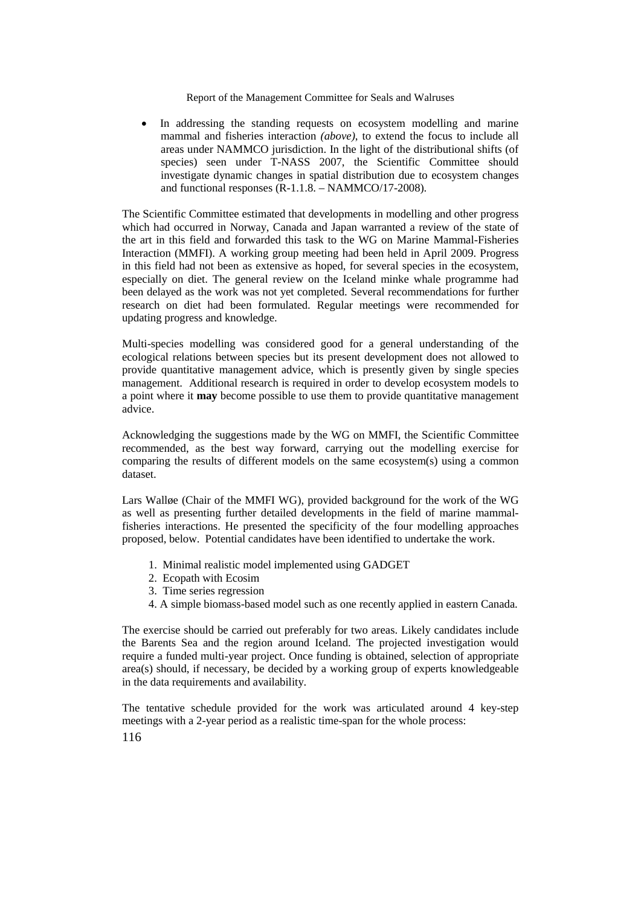- In addressing the standing requests on ecosystem modelling and marine mammal and fisheries interaction *(above)*, to extend the focus to include all areas under NAMMCO jurisdiction. In the light of the distributional shifts (of species) seen under T-NASS 2007, the Scientific Committee should investigate dynamic changes in spatial distribution due to ecosystem changes and functional responses (R-1.1.8. – NAMMCO/17-2008).

The Scientific Committee estimated that developments in modelling and other progress which had occurred in Norway, Canada and Japan warranted a review of the state of the art in this field and forwarded this task to the WG on Marine Mammal-Fisheries Interaction (MMFI). A working group meeting had been held in April 2009. Progress in this field had not been as extensive as hoped, for several species in the ecosystem, especially on diet. The general review on the Iceland minke whale programme had been delayed as the work was not yet completed. Several recommendations for further research on diet had been formulated. Regular meetings were recommended for updating progress and knowledge.

Multi-species modelling was considered good for a general understanding of the ecological relations between species but its present development does not allowed to provide quantitative management advice, which is presently given by single species management. Additional research is required in order to develop ecosystem models to a point where it **may** become possible to use them to provide quantitative management advice.

Acknowledging the suggestions made by the WG on MMFI, the Scientific Committee recommended, as the best way forward, carrying out the modelling exercise for comparing the results of different models on the same ecosystem(s) using a common dataset.

Lars Walløe (Chair of the MMFI WG), provided background for the work of the WG as well as presenting further detailed developments in the field of marine mammal-fisheries interactions. He presented the specificity of the four modelling approaches proposed, below. Potential candidates have been identified to undertake the work.

1. Minimal realistic model implemented using GADGET
2. Ecopath with Ecosim
3. Time series regression
4. A simple biomass-based model such as one recently applied in eastern Canada.

The exercise should be carried out preferably for two areas. Likely candidates include the Barents Sea and the region around Iceland. The projected investigation would require a funded multi-year project. Once funding is obtained, selection of appropriate area(s) should, if necessary, be decided by a working group of experts knowledgeable in the data requirements and availability.

The tentative schedule provided for the work was articulated around 4 key-step meetings with a 2-year period as a realistic time-span for the whole process: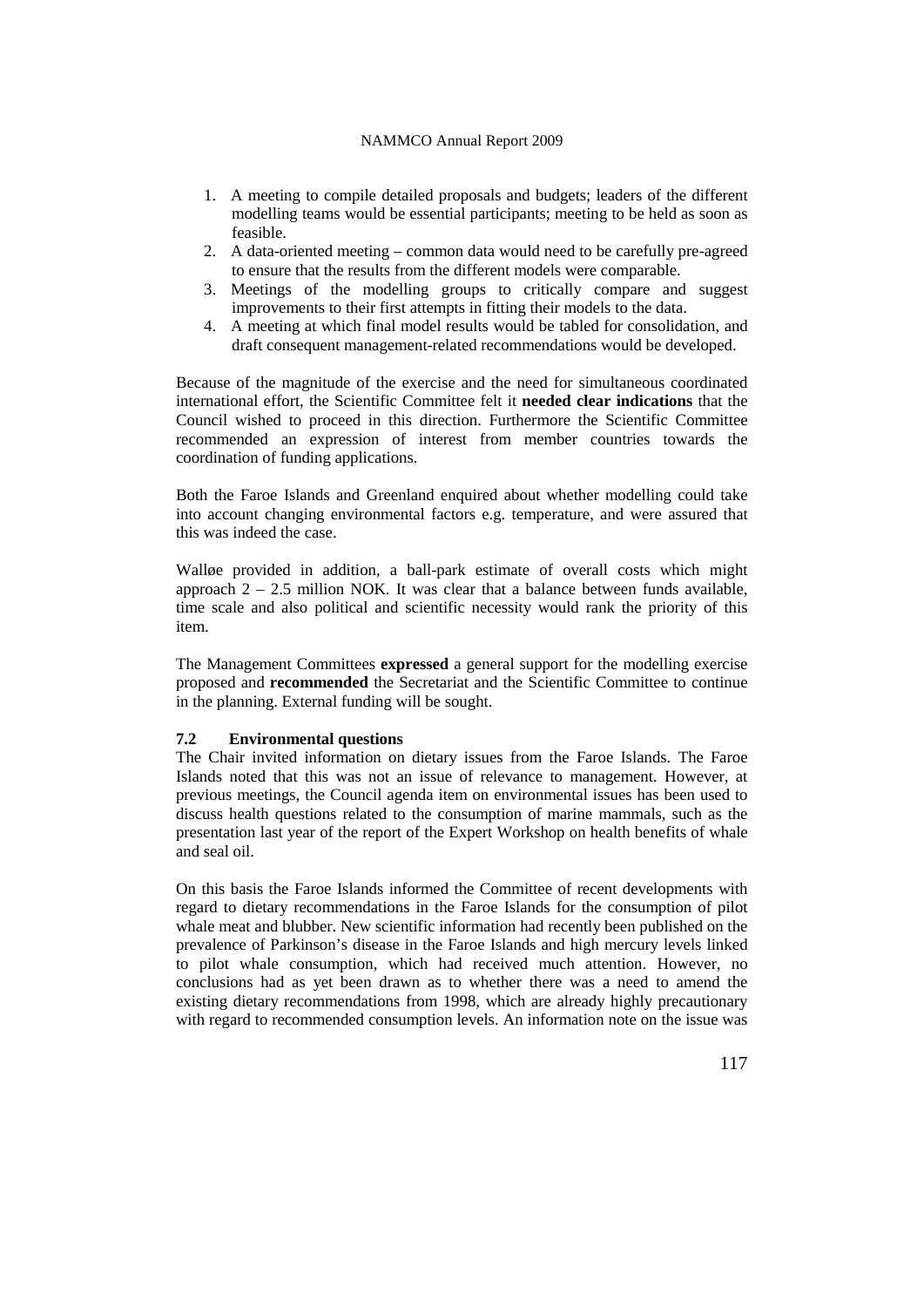1. A meeting to compile detailed proposals and budgets; leaders of the different modelling teams would be essential participants; meeting to be held as soon as feasible.
2. A data-oriented meeting – common data would need to be carefully pre-agreed to ensure that the results from the different models were comparable.
3. Meetings of the modelling groups to critically compare and suggest improvements to their first attempts in fitting their models to the data.
4. A meeting at which final model results would be tabled for consolidation, and draft consequent management-related recommendations would be developed.

Because of the magnitude of the exercise and the need for simultaneous coordinated international effort, the Scientific Committee felt it **needed clear indications** that the Council wished to proceed in this direction. Furthermore the Scientific Committee recommended an expression of interest from member countries towards the coordination of funding applications.

Both the Faroe Islands and Greenland enquired about whether modelling could take into account changing environmental factors e.g. temperature, and were assured that this was indeed the case.

Walløe provided in addition, a ball-park estimate of overall costs which might approach 2 – 2.5 million NOK. It was clear that a balance between funds available, time scale and also political and scientific necessity would rank the priority of this item.

The Management Committees **expressed** a general support for the modelling exercise proposed and **recommended** the Secretariat and the Scientific Committee to continue in the planning. External funding will be sought.

### 7.2 Environmental questions

The Chair invited information on dietary issues from the Faroe Islands. The Faroe Islands noted that this was not an issue of relevance to management. However, at previous meetings, the Council agenda item on environmental issues has been used to discuss health questions related to the consumption of marine mammals, such as the presentation last year of the report of the Expert Workshop on health benefits of whale and seal oil.

On this basis the Faroe Islands informed the Committee of recent developments with regard to dietary recommendations in the Faroe Islands for the consumption of pilot whale meat and blubber. New scientific information had recently been published on the prevalence of Parkinson's disease in the Faroe Islands and high mercury levels linked to pilot whale consumption, which had received much attention. However, no conclusions had as yet been drawn as to whether there was a need to amend the existing dietary recommendations from 1998, which are already highly precautionary with regard to recommended consumption levels. An information note on the issue was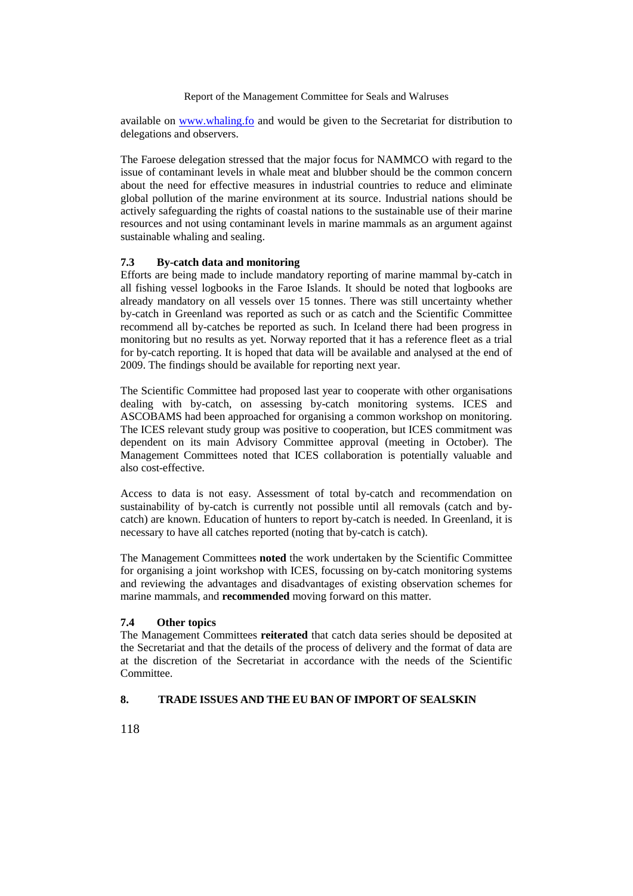available on [www.whaling.fo](http://www.whaling.fo) and would be given to the Secretariat for distribution to delegations and observers.

The Faroese delegation stressed that the major focus for NAMMCO with regard to the issue of contaminant levels in whale meat and blubber should be the common concern about the need for effective measures in industrial countries to reduce and eliminate global pollution of the marine environment at its source. Industrial nations should be actively safeguarding the rights of coastal nations to the sustainable use of their marine resources and not using contaminant levels in marine mammals as an argument against sustainable whaling and sealing.

### 7.3 By-catch data and monitoring

Efforts are being made to include mandatory reporting of marine mammal by-catch in all fishing vessel logbooks in the Faroe Islands. It should be noted that logbooks are already mandatory on all vessels over 15 tonnes. There was still uncertainty whether by-catch in Greenland was reported as such or as catch and the Scientific Committee recommend all by-catches be reported as such. In Iceland there had been progress in monitoring but no results as yet. Norway reported that it has a reference fleet as a trial for by-catch reporting. It is hoped that data will be available and analysed at the end of 2009. The findings should be available for reporting next year.

The Scientific Committee had proposed last year to cooperate with other organisations dealing with by-catch, on assessing by-catch monitoring systems. ICES and ASCOBAMS had been approached for organising a common workshop on monitoring. The ICES relevant study group was positive to cooperation, but ICES commitment was dependent on its main Advisory Committee approval (meeting in October). The Management Committees noted that ICES collaboration is potentially valuable and also cost-effective.

Access to data is not easy. Assessment of total by-catch and recommendation on sustainability of by-catch is currently not possible until all removals (catch and by-catch) are known. Education of hunters to report by-catch is needed. In Greenland, it is necessary to have all catches reported (noting that by-catch is catch).

The Management Committees **noted** the work undertaken by the Scientific Committee for organising a joint workshop with ICES, focussing on by-catch monitoring systems and reviewing the advantages and disadvantages of existing observation schemes for marine mammals, and **recommended** moving forward on this matter.

### 7.4 Other topics

The Management Committees **reiterated** that catch data series should be deposited at the Secretariat and that the details of the process of delivery and the format of data are at the discretion of the Secretariat in accordance with the needs of the Scientific Committee.

## 8. TRADE ISSUES AND THE EU BAN OF IMPORT OF SEALSKIN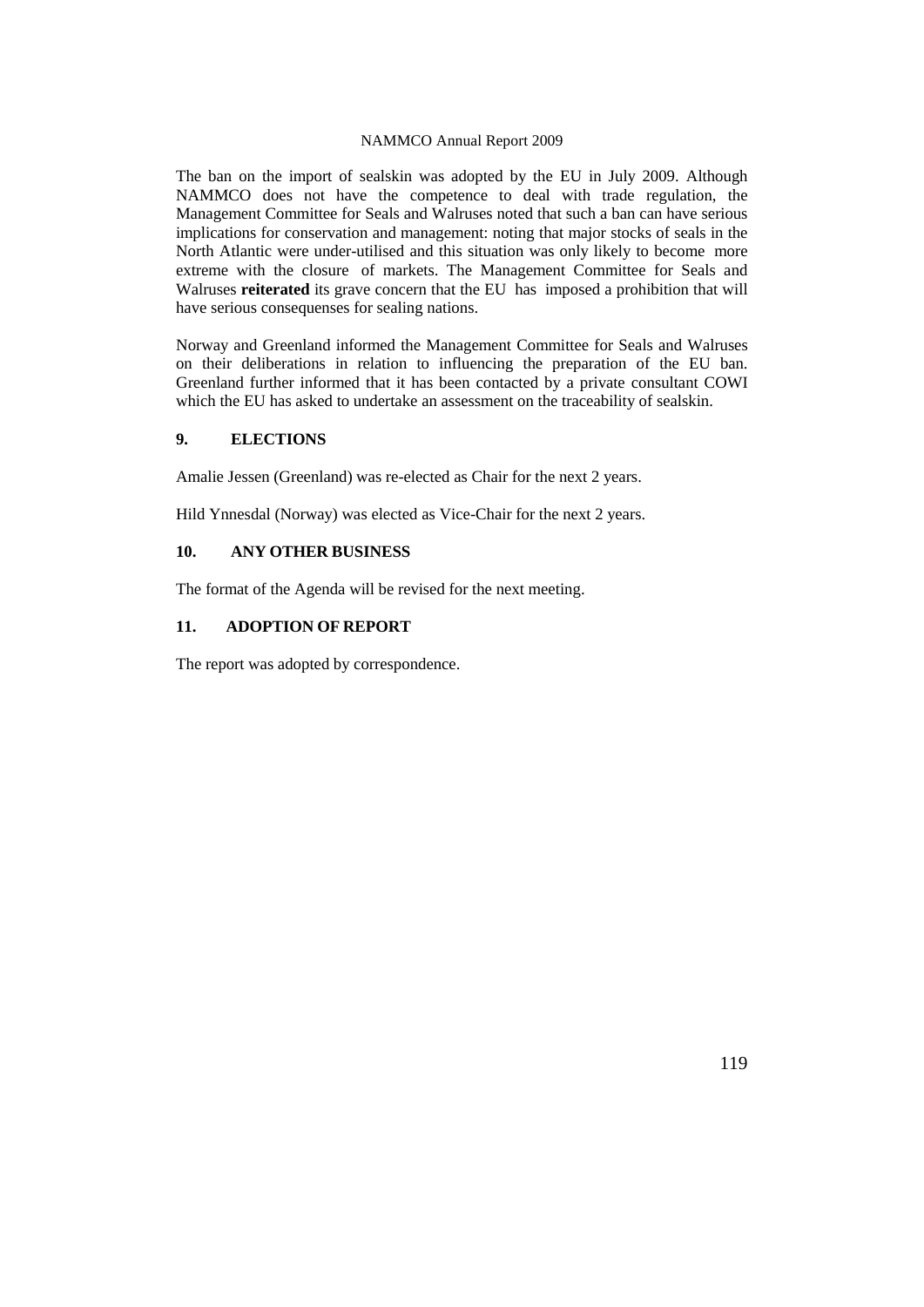The ban on the import of sealskin was adopted by the EU in July 2009. Although NAMMCO does not have the competence to deal with trade regulation, the Management Committee for Seals and Walruses noted that such a ban can have serious implications for conservation and management: noting that major stocks of seals in the North Atlantic were under-utilised and this situation was only likely to become more extreme with the closure of markets. The Management Committee for Seals and Walruses **reiterated** its grave concern that the EU has imposed a prohibition that will have serious consequenses for sealing nations.

Norway and Greenland informed the Management Committee for Seals and Walruses on their deliberations in relation to influencing the preparation of the EU ban. Greenland further informed that it has been contacted by a private consultant COWI which the EU has asked to undertake an assessment on the traceability of sealskin.

## 9. ELECTIONS

Amalie Jessen (Greenland) was re-elected as Chair for the next 2 years.

Hild Ynnesdal (Norway) was elected as Vice-Chair for the next 2 years.

## 10. ANY OTHER BUSINESS

The format of the Agenda will be revised for the next meeting.

## 11. ADOPTION OF REPORT

The report was adopted by correspondence.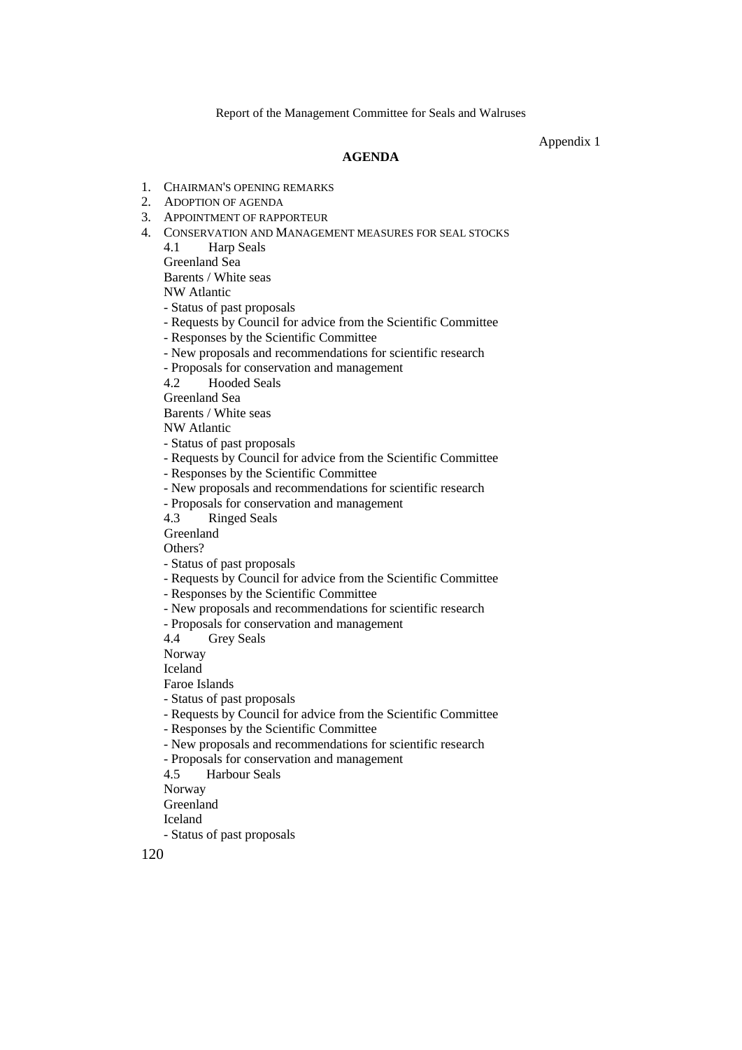Appendix 1

## AGENDA

1. Chairman's opening remarks
2. Adoption of agenda
3. Appointment of rapporteur
4. Conservation and Management measures for seal stocks

   4.1 Harp Seals

   Greenland Sea
   Barents / White seas
   NW Atlantic

   - Status of past proposals
   - Requests by Council for advice from the Scientific Committee
   - Responses by the Scientific Committee
   - New proposals and recommendations for scientific research
   - Proposals for conservation and management

   4.2 Hooded Seals

   Greenland Sea
   Barents / White seas
   NW Atlantic

   - Status of past proposals
   - Requests by Council for advice from the Scientific Committee
   - Responses by the Scientific Committee
   - New proposals and recommendations for scientific research
   - Proposals for conservation and management

   4.3 Ringed Seals

   Greenland
   Others?

   - Status of past proposals
   - Requests by Council for advice from the Scientific Committee
   - Responses by the Scientific Committee
   - New proposals and recommendations for scientific research
   - Proposals for conservation and management

   4.4 Grey Seals

   Norway
   Iceland
   Faroe Islands

   - Status of past proposals
   - Requests by Council for advice from the Scientific Committee
   - Responses by the Scientific Committee
   - New proposals and recommendations for scientific research
   - Proposals for conservation and management

   4.5 Harbour Seals

   Norway
   Greenland
   Iceland

   - Status of past proposals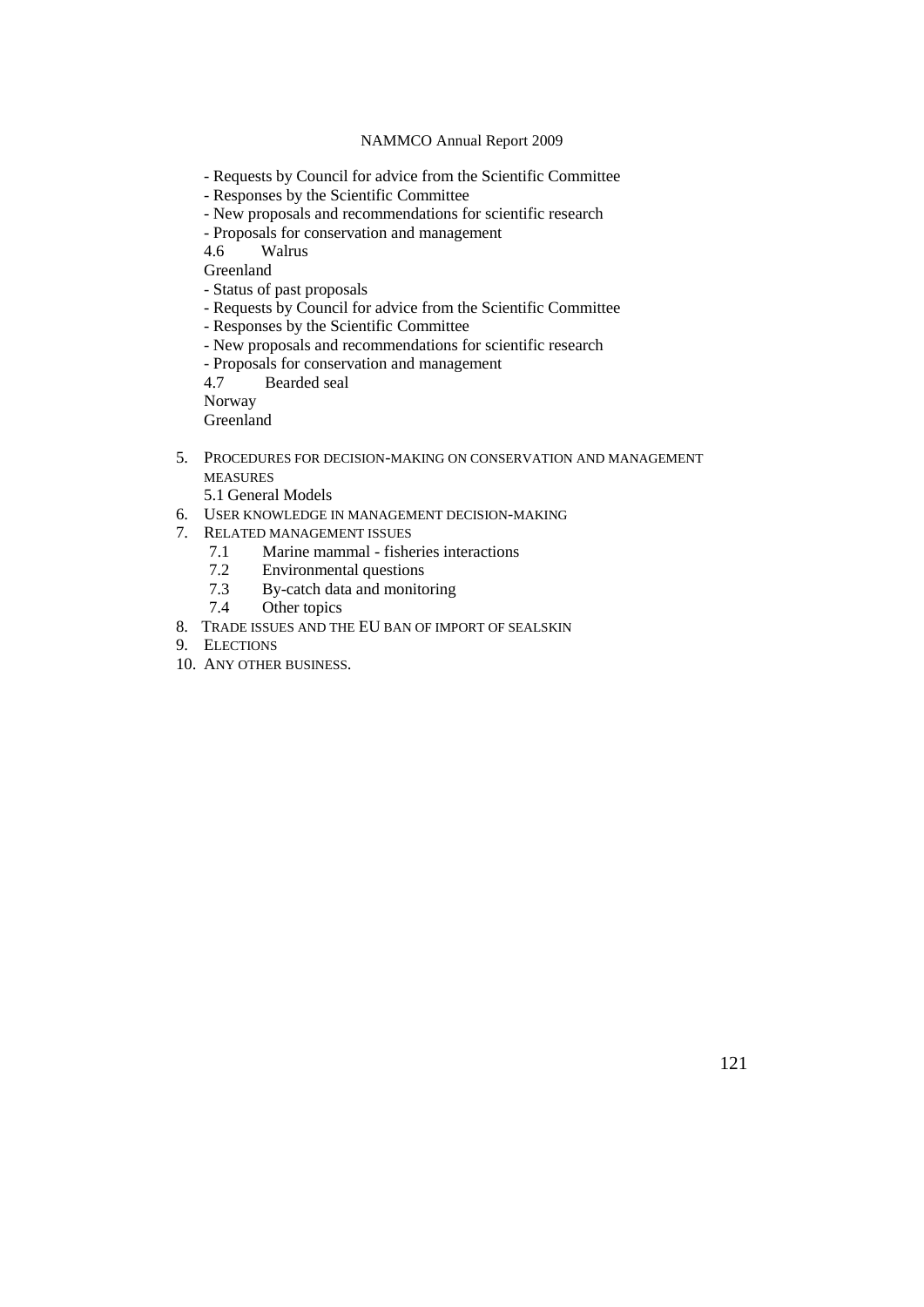- Requests by Council for advice from the Scientific Committee
- Responses by the Scientific Committee
- New proposals and recommendations for scientific research
- Proposals for conservation and management

4.6 Walrus

Greenland

- Status of past proposals
- Requests by Council for advice from the Scientific Committee
- Responses by the Scientific Committee
- New proposals and recommendations for scientific research
- Proposals for conservation and management

4.7 Bearded seal

Norway

Greenland

5. PROCEDURES FOR DECISION-MAKING ON CONSERVATION AND MANAGEMENT MEASURES

   5.1 General Models

6. USER KNOWLEDGE IN MANAGEMENT DECISION-MAKING
7. RELATED MANAGEMENT ISSUES

   7.1 Marine mammal - fisheries interactions

   7.2 Environmental questions

   7.3 By-catch data and monitoring

   7.4 Other topics

8. TRADE ISSUES AND THE EU BAN OF IMPORT OF SEALSKIN
9. ELECTIONS
10. ANY OTHER BUSINESS.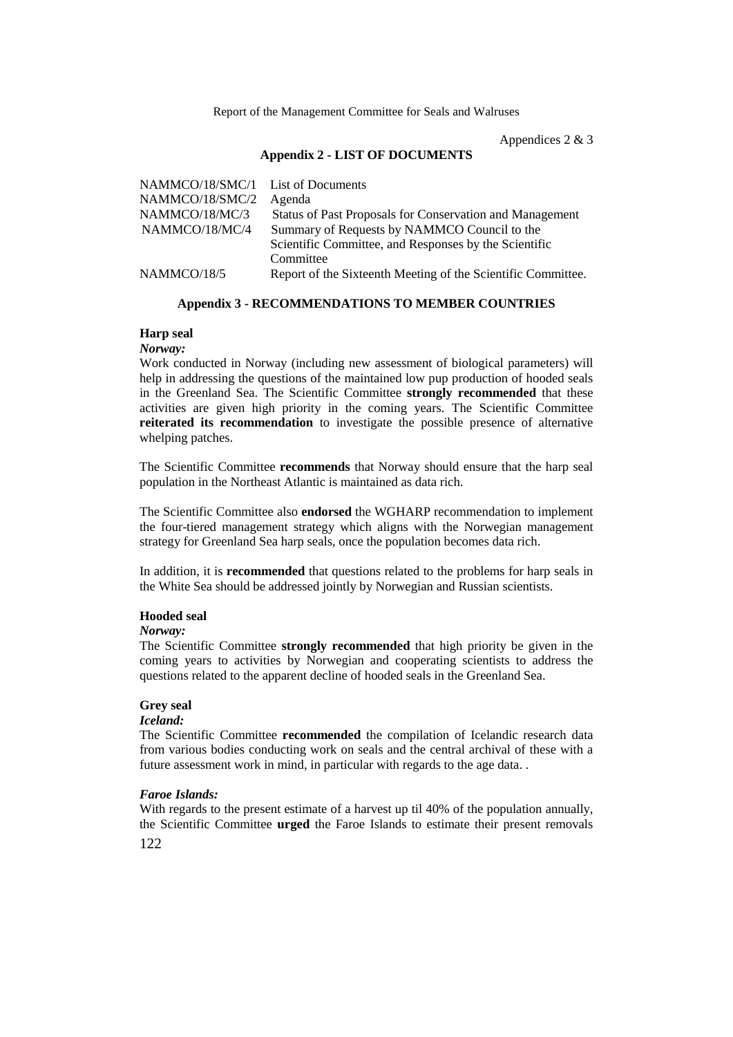Appendices 2 & 3

## Appendix 2 - LIST OF DOCUMENTS

| | |
|---|---|
| NAMMCO/18/SMC/1 | List of Documents |
| NAMMCO/18/SMC/2 | Agenda |
| NAMMCO/18/MC/3 | Status of Past Proposals for Conservation and Management |
| NAMMCO/18/MC/4 | Summary of Requests by NAMMCO Council to the Scientific Committee, and Responses by the Scientific Committee |
| NAMMCO/18/5 | Report of the Sixteenth Meeting of the Scientific Committee. |

## Appendix 3 - RECOMMENDATIONS TO MEMBER COUNTRIES

### Harp seal

***Norway:***

Work conducted in Norway (including new assessment of biological parameters) will help in addressing the questions of the maintained low pup production of hooded seals in the Greenland Sea. The Scientific Committee **strongly recommended** that these activities are given high priority in the coming years. The Scientific Committee **reiterated its recommendation** to investigate the possible presence of alternative whelping patches.

The Scientific Committee **recommends** that Norway should ensure that the harp seal population in the Northeast Atlantic is maintained as data rich.

The Scientific Committee also **endorsed** the WGHARP recommendation to implement the four-tiered management strategy which aligns with the Norwegian management strategy for Greenland Sea harp seals, once the population becomes data rich.

In addition, it is **recommended** that questions related to the problems for harp seals in the White Sea should be addressed jointly by Norwegian and Russian scientists.

### Hooded seal

***Norway:***

The Scientific Committee **strongly recommended** that high priority be given in the coming years to activities by Norwegian and cooperating scientists to address the questions related to the apparent decline of hooded seals in the Greenland Sea.

### Grey seal

***Iceland:***

The Scientific Committee **recommended** the compilation of Icelandic research data from various bodies conducting work on seals and the central archival of these with a future assessment work in mind, in particular with regards to the age data. .

***Faroe Islands:***

With regards to the present estimate of a harvest up til 40% of the population annually, the Scientific Committee **urged** the Faroe Islands to estimate their present removals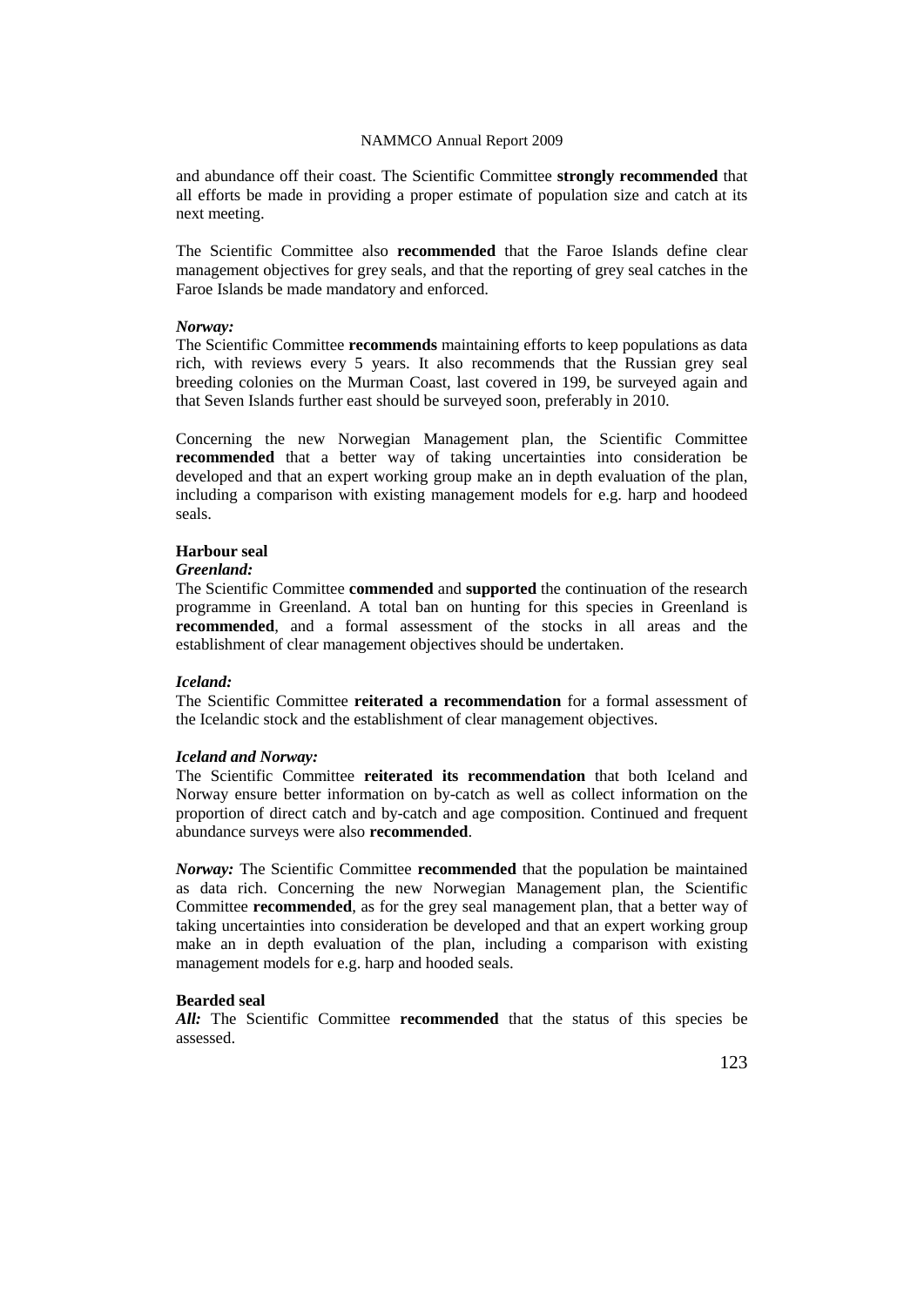and abundance off their coast. The Scientific Committee **strongly recommended** that all efforts be made in providing a proper estimate of population size and catch at its next meeting.

The Scientific Committee also **recommended** that the Faroe Islands define clear management objectives for grey seals, and that the reporting of grey seal catches in the Faroe Islands be made mandatory and enforced.

***Norway:***
The Scientific Committee **recommends** maintaining efforts to keep populations as data rich, with reviews every 5 years. It also recommends that the Russian grey seal breeding colonies on the Murman Coast, last covered in 199, be surveyed again and that Seven Islands further east should be surveyed soon, preferably in 2010.

Concerning the new Norwegian Management plan, the Scientific Committee **recommended** that a better way of taking uncertainties into consideration be developed and that an expert working group make an in depth evaluation of the plan, including a comparison with existing management models for e.g. harp and hoodeed seals.

**Harbour seal**

***Greenland:***
The Scientific Committee **commended** and **supported** the continuation of the research programme in Greenland. A total ban on hunting for this species in Greenland is **recommended**, and a formal assessment of the stocks in all areas and the establishment of clear management objectives should be undertaken.

***Iceland:***
The Scientific Committee **reiterated a recommendation** for a formal assessment of the Icelandic stock and the establishment of clear management objectives.

***Iceland and Norway:***
The Scientific Committee **reiterated its recommendation** that both Iceland and Norway ensure better information on by-catch as well as collect information on the proportion of direct catch and by-catch and age composition. Continued and frequent abundance surveys were also **recommended**.

***Norway:*** The Scientific Committee **recommended** that the population be maintained as data rich. Concerning the new Norwegian Management plan, the Scientific Committee **recommended**, as for the grey seal management plan, that a better way of taking uncertainties into consideration be developed and that an expert working group make an in depth evaluation of the plan, including a comparison with existing management models for e.g. harp and hooded seals.

**Bearded seal**

***All:*** The Scientific Committee **recommended** that the status of this species be assessed.